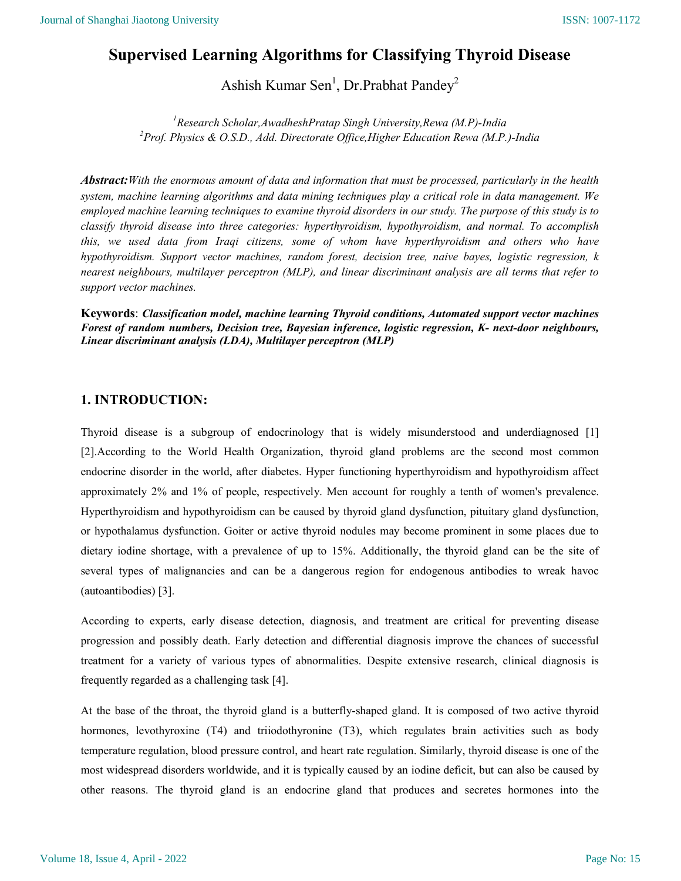# Supervised Learning Algorithms for Classifying Thyroid Disease

Ashish Kumar Sen[1], Dr.Prabhat Pandey[2]

*[1]Research Scholar,AwadheshPratap Singh University,Rewa (M.P)-India*
*[2]Prof. Physics & O.S.D., Add. Directorate Office,Higher Education Rewa (M.P.)-India*

***Abstract:*** *With the enormous amount of data and information that must be processed, particularly in the health system, machine learning algorithms and data mining techniques play a critical role in data management. We employed machine learning techniques to examine thyroid disorders in our study. The purpose of this study is to classify thyroid disease into three categories: hyperthyroidism, hypothyroidism, and normal. To accomplish this, we used data from Iraqi citizens, some of whom have hyperthyroidism and others who have hypothyroidism. Support vector machines, random forest, decision tree, naive bayes, logistic regression, k nearest neighbours, multilayer perceptron (MLP), and linear discriminant analysis are all terms that refer to support vector machines.*

**Keywords**: ***Classification model, machine learning Thyroid conditions, Automated support vector machines Forest of random numbers, Decision tree, Bayesian inference, logistic regression, K- next-door neighbours, Linear discriminant analysis (LDA), Multilayer perceptron (MLP)***

## 1. INTRODUCTION:

Thyroid disease is a subgroup of endocrinology that is widely misunderstood and underdiagnosed [1] [2].According to the World Health Organization, thyroid gland problems are the second most common endocrine disorder in the world, after diabetes. Hyper functioning hyperthyroidism and hypothyroidism affect approximately 2% and 1% of people, respectively. Men account for roughly a tenth of women's prevalence. Hyperthyroidism and hypothyroidism can be caused by thyroid gland dysfunction, pituitary gland dysfunction, or hypothalamus dysfunction. Goiter or active thyroid nodules may become prominent in some places due to dietary iodine shortage, with a prevalence of up to 15%. Additionally, the thyroid gland can be the site of several types of malignancies and can be a dangerous region for endogenous antibodies to wreak havoc (autoantibodies) [3].

According to experts, early disease detection, diagnosis, and treatment are critical for preventing disease progression and possibly death. Early detection and differential diagnosis improve the chances of successful treatment for a variety of various types of abnormalities. Despite extensive research, clinical diagnosis is frequently regarded as a challenging task [4].

At the base of the throat, the thyroid gland is a butterfly-shaped gland. It is composed of two active thyroid hormones, levothyroxine (T4) and triiodothyronine (T3), which regulates brain activities such as body temperature regulation, blood pressure control, and heart rate regulation. Similarly, thyroid disease is one of the most widespread disorders worldwide, and it is typically caused by an iodine deficit, but can also be caused by other reasons. The thyroid gland is an endocrine gland that produces and secretes hormones into the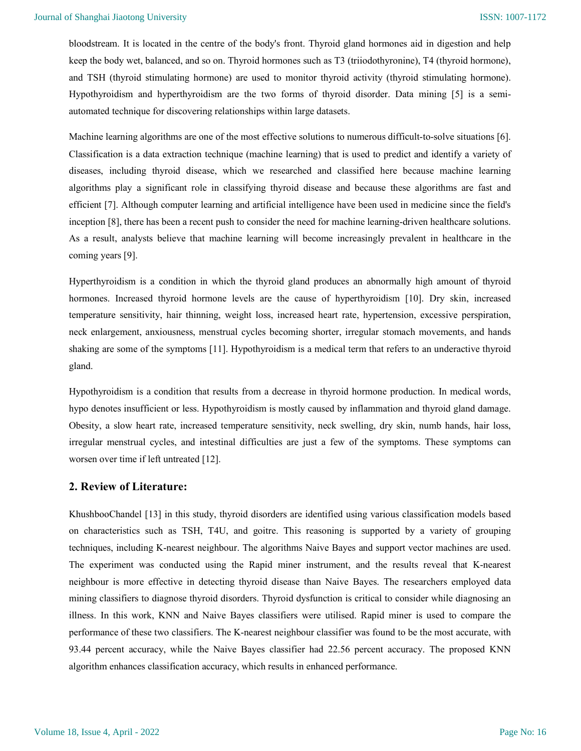bloodstream. It is located in the centre of the body's front. Thyroid gland hormones aid in digestion and help keep the body wet, balanced, and so on. Thyroid hormones such as T3 (triiodothyronine), T4 (thyroid hormone), and TSH (thyroid stimulating hormone) are used to monitor thyroid activity (thyroid stimulating hormone). Hypothyroidism and hyperthyroidism are the two forms of thyroid disorder. Data mining [5] is a semi-automated technique for discovering relationships within large datasets.

Machine learning algorithms are one of the most effective solutions to numerous difficult-to-solve situations [6]. Classification is a data extraction technique (machine learning) that is used to predict and identify a variety of diseases, including thyroid disease, which we researched and classified here because machine learning algorithms play a significant role in classifying thyroid disease and because these algorithms are fast and efficient [7]. Although computer learning and artificial intelligence have been used in medicine since the field's inception [8], there has been a recent push to consider the need for machine learning-driven healthcare solutions. As a result, analysts believe that machine learning will become increasingly prevalent in healthcare in the coming years [9].

Hyperthyroidism is a condition in which the thyroid gland produces an abnormally high amount of thyroid hormones. Increased thyroid hormone levels are the cause of hyperthyroidism [10]. Dry skin, increased temperature sensitivity, hair thinning, weight loss, increased heart rate, hypertension, excessive perspiration, neck enlargement, anxiousness, menstrual cycles becoming shorter, irregular stomach movements, and hands shaking are some of the symptoms [11]. Hypothyroidism is a medical term that refers to an underactive thyroid gland.

Hypothyroidism is a condition that results from a decrease in thyroid hormone production. In medical words, hypo denotes insufficient or less. Hypothyroidism is mostly caused by inflammation and thyroid gland damage. Obesity, a slow heart rate, increased temperature sensitivity, neck swelling, dry skin, numb hands, hair loss, irregular menstrual cycles, and intestinal difficulties are just a few of the symptoms. These symptoms can worsen over time if left untreated [12].

## 2. Review of Literature:

KhushbooChandel [13] in this study, thyroid disorders are identified using various classification models based on characteristics such as TSH, T4U, and goitre. This reasoning is supported by a variety of grouping techniques, including K-nearest neighbour. The algorithms Naive Bayes and support vector machines are used. The experiment was conducted using the Rapid miner instrument, and the results reveal that K-nearest neighbour is more effective in detecting thyroid disease than Naive Bayes. The researchers employed data mining classifiers to diagnose thyroid disorders. Thyroid dysfunction is critical to consider while diagnosing an illness. In this work, KNN and Naive Bayes classifiers were utilised. Rapid miner is used to compare the performance of these two classifiers. The K-nearest neighbour classifier was found to be the most accurate, with 93.44 percent accuracy, while the Naive Bayes classifier had 22.56 percent accuracy. The proposed KNN algorithm enhances classification accuracy, which results in enhanced performance.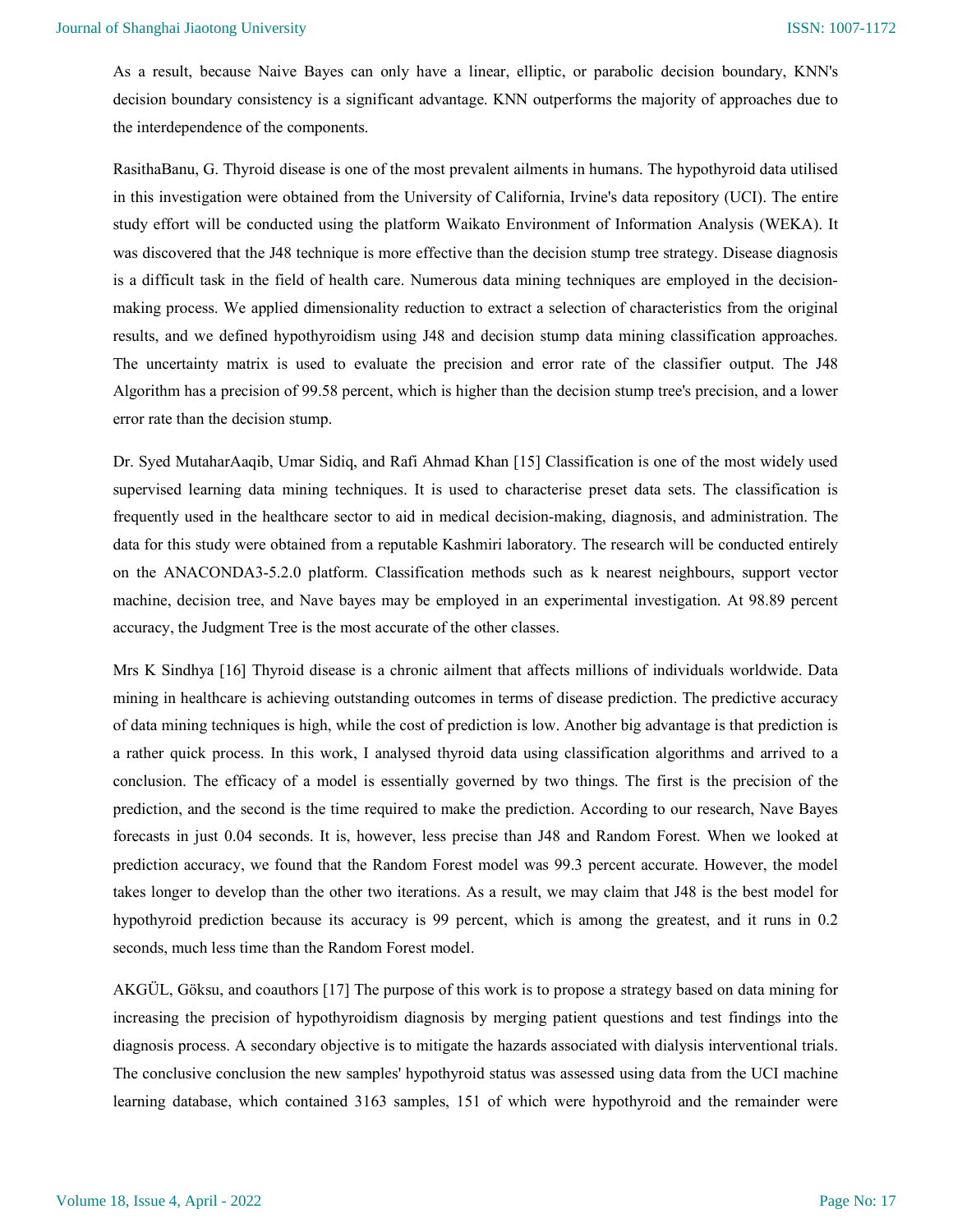As a result, because Naive Bayes can only have a linear, elliptic, or parabolic decision boundary, KNN's decision boundary consistency is a significant advantage. KNN outperforms the majority of approaches due to the interdependence of the components.

RasithaBanu, G. Thyroid disease is one of the most prevalent ailments in humans. The hypothyroid data utilised in this investigation were obtained from the University of California, Irvine's data repository (UCI). The entire study effort will be conducted using the platform Waikato Environment of Information Analysis (WEKA). It was discovered that the J48 technique is more effective than the decision stump tree strategy. Disease diagnosis is a difficult task in the field of health care. Numerous data mining techniques are employed in the decision-making process. We applied dimensionality reduction to extract a selection of characteristics from the original results, and we defined hypothyroidism using J48 and decision stump data mining classification approaches. The uncertainty matrix is used to evaluate the precision and error rate of the classifier output. The J48 Algorithm has a precision of 99.58 percent, which is higher than the decision stump tree's precision, and a lower error rate than the decision stump.

Dr. Syed MutaharAaqib, Umar Sidiq, and Rafi Ahmad Khan [15] Classification is one of the most widely used supervised learning data mining techniques. It is used to characterise preset data sets. The classification is frequently used in the healthcare sector to aid in medical decision-making, diagnosis, and administration. The data for this study were obtained from a reputable Kashmiri laboratory. The research will be conducted entirely on the ANACONDA3-5.2.0 platform. Classification methods such as k nearest neighbours, support vector machine, decision tree, and Nave bayes may be employed in an experimental investigation. At 98.89 percent accuracy, the Judgment Tree is the most accurate of the other classes.

Mrs K Sindhya [16] Thyroid disease is a chronic ailment that affects millions of individuals worldwide. Data mining in healthcare is achieving outstanding outcomes in terms of disease prediction. The predictive accuracy of data mining techniques is high, while the cost of prediction is low. Another big advantage is that prediction is a rather quick process. In this work, I analysed thyroid data using classification algorithms and arrived to a conclusion. The efficacy of a model is essentially governed by two things. The first is the precision of the prediction, and the second is the time required to make the prediction. According to our research, Nave Bayes forecasts in just 0.04 seconds. It is, however, less precise than J48 and Random Forest. When we looked at prediction accuracy, we found that the Random Forest model was 99.3 percent accurate. However, the model takes longer to develop than the other two iterations. As a result, we may claim that J48 is the best model for hypothyroid prediction because its accuracy is 99 percent, which is among the greatest, and it runs in 0.2 seconds, much less time than the Random Forest model.

AKGÜL, Göksu, and coauthors [17] The purpose of this work is to propose a strategy based on data mining for increasing the precision of hypothyroidism diagnosis by merging patient questions and test findings into the diagnosis process. A secondary objective is to mitigate the hazards associated with dialysis interventional trials. The conclusive conclusion the new samples' hypothyroid status was assessed using data from the UCI machine learning database, which contained 3163 samples, 151 of which were hypothyroid and the remainder were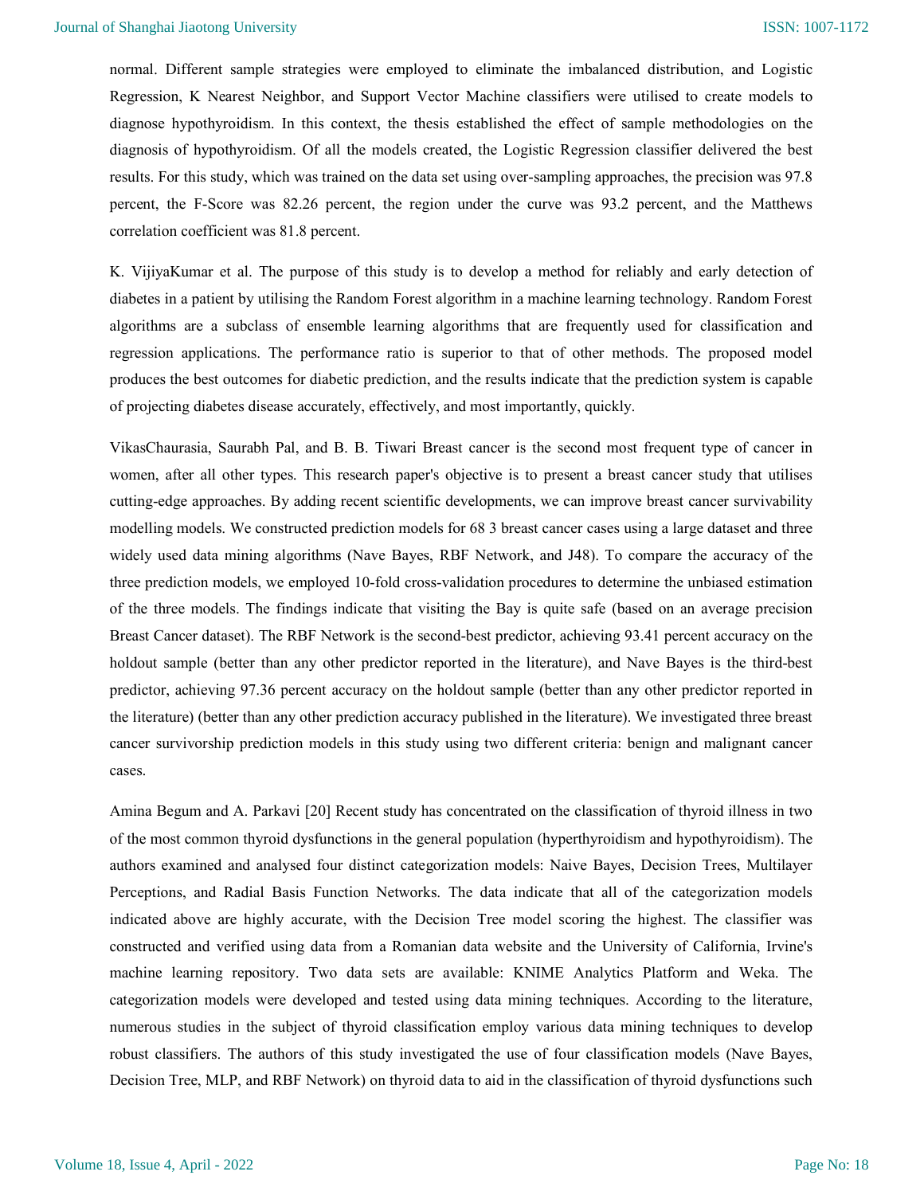normal. Different sample strategies were employed to eliminate the imbalanced distribution, and Logistic Regression, K Nearest Neighbor, and Support Vector Machine classifiers were utilised to create models to diagnose hypothyroidism. In this context, the thesis established the effect of sample methodologies on the diagnosis of hypothyroidism. Of all the models created, the Logistic Regression classifier delivered the best results. For this study, which was trained on the data set using over-sampling approaches, the precision was 97.8 percent, the F-Score was 82.26 percent, the region under the curve was 93.2 percent, and the Matthews correlation coefficient was 81.8 percent.

K. VijiyaKumar et al. The purpose of this study is to develop a method for reliably and early detection of diabetes in a patient by utilising the Random Forest algorithm in a machine learning technology. Random Forest algorithms are a subclass of ensemble learning algorithms that are frequently used for classification and regression applications. The performance ratio is superior to that of other methods. The proposed model produces the best outcomes for diabetic prediction, and the results indicate that the prediction system is capable of projecting diabetes disease accurately, effectively, and most importantly, quickly.

VikasChaurasia, Saurabh Pal, and B. B. Tiwari Breast cancer is the second most frequent type of cancer in women, after all other types. This research paper's objective is to present a breast cancer study that utilises cutting-edge approaches. By adding recent scientific developments, we can improve breast cancer survivability modelling models. We constructed prediction models for 68 3 breast cancer cases using a large dataset and three widely used data mining algorithms (Nave Bayes, RBF Network, and J48). To compare the accuracy of the three prediction models, we employed 10-fold cross-validation procedures to determine the unbiased estimation of the three models. The findings indicate that visiting the Bay is quite safe (based on an average precision Breast Cancer dataset). The RBF Network is the second-best predictor, achieving 93.41 percent accuracy on the holdout sample (better than any other predictor reported in the literature), and Nave Bayes is the third-best predictor, achieving 97.36 percent accuracy on the holdout sample (better than any other predictor reported in the literature) (better than any other prediction accuracy published in the literature). We investigated three breast cancer survivorship prediction models in this study using two different criteria: benign and malignant cancer cases.

Amina Begum and A. Parkavi [20] Recent study has concentrated on the classification of thyroid illness in two of the most common thyroid dysfunctions in the general population (hyperthyroidism and hypothyroidism). The authors examined and analysed four distinct categorization models: Naive Bayes, Decision Trees, Multilayer Perceptions, and Radial Basis Function Networks. The data indicate that all of the categorization models indicated above are highly accurate, with the Decision Tree model scoring the highest. The classifier was constructed and verified using data from a Romanian data website and the University of California, Irvine's machine learning repository. Two data sets are available: KNIME Analytics Platform and Weka. The categorization models were developed and tested using data mining techniques. According to the literature, numerous studies in the subject of thyroid classification employ various data mining techniques to develop robust classifiers. The authors of this study investigated the use of four classification models (Nave Bayes, Decision Tree, MLP, and RBF Network) on thyroid data to aid in the classification of thyroid dysfunctions such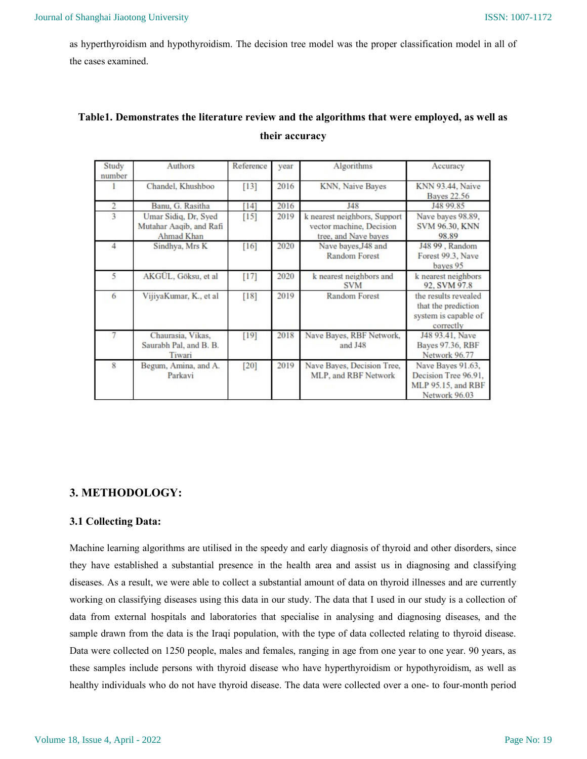as hyperthyroidism and hypothyroidism. The decision tree model was the proper classification model in all of the cases examined.

**Table1. Demonstrates the literature review and the algorithms that were employed, as well as their accuracy**

| Study number | Authors | Reference | year | Algorithms | Accuracy |
|---|---|---|---|---|---|
| 1 | Chandel, Khushboo | [13] | 2016 | KNN, Naive Bayes | KNN 93.44, Naive Bayes 22.56 |
| 2 | Banu, G. Rasitha | [14] | 2016 | J48 | J48 99.85 |
| 3 | Umar Sidiq, Dr, Syed Mutahar Aaqib, and Rafi Ahmad Khan | [15] | 2019 | k nearest neighbors, Support vector machine, Decision tree, and Nave bayes | Nave bayes 98.89, SVM 96.30, KNN 98.89 |
| 4 | Sindhya, Mrs K | [16] | 2020 | Nave bayes,J48 and Random Forest | J48 99 , Random Forest 99.3, Nave bayes 95 |
| 5 | AKGÜL, Göksu, et al | [17] | 2020 | k nearest neighbors and SVM | k nearest neighbors 92, SVM 97.8 |
| 6 | VijiyaKumar, K., et al | [18] | 2019 | Random Forest | the results revealed that the prediction system is capable of correctly |
| 7 | Chaurasia, Vikas, Saurabh Pal, and B. B. Tiwari | [19] | 2018 | Nave Bayes, RBF Network, and J48 | J48 93.41, Nave Bayes 97.36, RBF Network 96.77 |
| 8 | Begum, Amina, and A. Parkavi | [20] | 2019 | Nave Bayes, Decision Tree, MLP, and RBF Network | Nave Bayes 91.63, Decision Tree 96.91, MLP 95.15, and RBF Network 96.03 |

## 3. METHODOLOGY:

### 3.1 Collecting Data:

Machine learning algorithms are utilised in the speedy and early diagnosis of thyroid and other disorders, since they have established a substantial presence in the health area and assist us in diagnosing and classifying diseases. As a result, we were able to collect a substantial amount of data on thyroid illnesses and are currently working on classifying diseases using this data in our study. The data that I used in our study is a collection of data from external hospitals and laboratories that specialise in analysing and diagnosing diseases, and the sample drawn from the data is the Iraqi population, with the type of data collected relating to thyroid disease. Data were collected on 1250 people, males and females, ranging in age from one year to one year. 90 years, as these samples include persons with thyroid disease who have hyperthyroidism or hypothyroidism, as well as healthy individuals who do not have thyroid disease. The data were collected over a one- to four-month period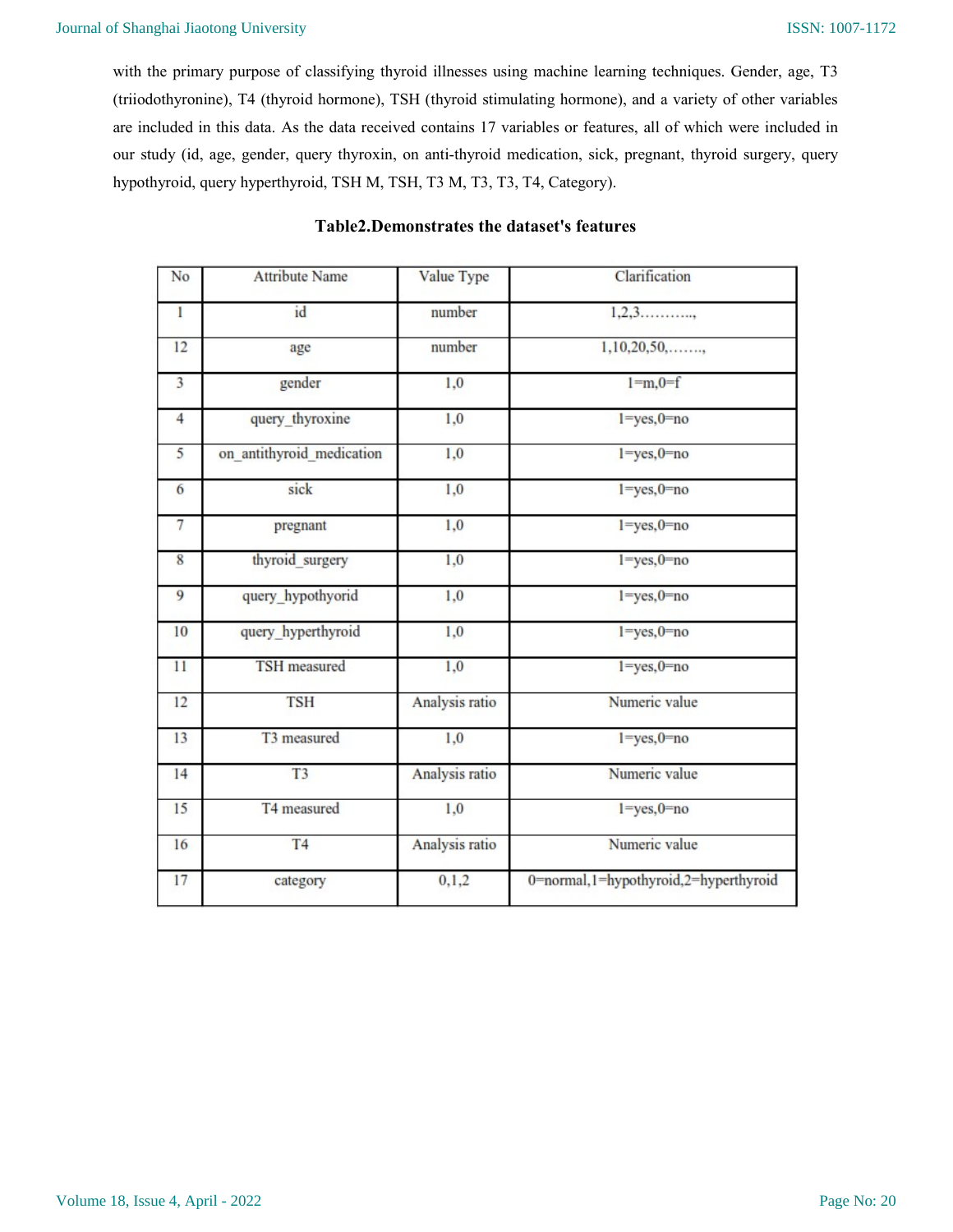with the primary purpose of classifying thyroid illnesses using machine learning techniques. Gender, age, T3 (triiodothyronine), T4 (thyroid hormone), TSH (thyroid stimulating hormone), and a variety of other variables are included in this data. As the data received contains 17 variables or features, all of which were included in our study (id, age, gender, query thyroxin, on anti-thyroid medication, sick, pregnant, thyroid surgery, query hypothyroid, query hyperthyroid, TSH M, TSH, T3 M, T3, T3, T4, Category).

**Table2.Demonstrates the dataset's features**

| No | Attribute Name | Value Type | Clarification |
|---|---|---|---|
| 1 | id | number | 1,2,3………., |
| 12 | age | number | 1,10,20,50,……., |
| 3 | gender | 1,0 | 1=m,0=f |
| 4 | query_thyroxine | 1,0 | 1=yes,0=no |
| 5 | on_antithyroid_medication | 1,0 | 1=yes,0=no |
| 6 | sick | 1,0 | 1=yes,0=no |
| 7 | pregnant | 1,0 | 1=yes,0=no |
| 8 | thyroid_surgery | 1,0 | 1=yes,0=no |
| 9 | query_hypothyorid | 1,0 | 1=yes,0=no |
| 10 | query_hyperthyroid | 1,0 | 1=yes,0=no |
| 11 | TSH measured | 1,0 | 1=yes,0=no |
| 12 | TSH | Analysis ratio | Numeric value |
| 13 | T3 measured | 1,0 | 1=yes,0=no |
| 14 | T3 | Analysis ratio | Numeric value |
| 15 | T4 measured | 1,0 | 1=yes,0=no |
| 16 | T4 | Analysis ratio | Numeric value |
| 17 | category | 0,1,2 | 0=normal,1=hypothyroid,2=hyperthyroid |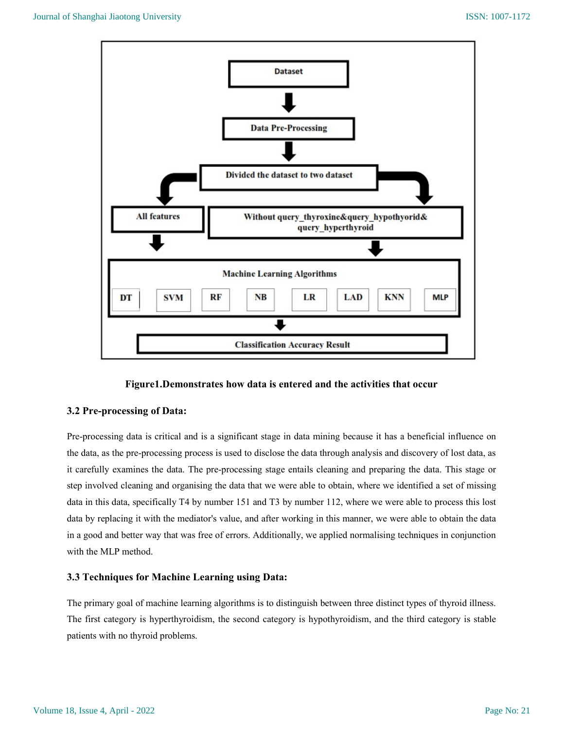Dataset

Data Pre-Processing

Divided the dataset to two dataset

All features

Without query_thyroxine&query_hypothyorid& query_hyperthyroid

Machine Learning Algorithms

DT | SVM | RF | NB | LR | LAD | KNN | MLP

Classification Accuracy Result

**Figure1.Demonstrates how data is entered and the activities that occur**

### 3.2 Pre-processing of Data:

Pre-processing data is critical and is a significant stage in data mining because it has a beneficial influence on the data, as the pre-processing process is used to disclose the data through analysis and discovery of lost data, as it carefully examines the data. The pre-processing stage entails cleaning and preparing the data. This stage or step involved cleaning and organising the data that we were able to obtain, where we identified a set of missing data in this data, specifically T4 by number 151 and T3 by number 112, where we were able to process this lost data by replacing it with the mediator's value, and after working in this manner, we were able to obtain the data in a good and better way that was free of errors. Additionally, we applied normalising techniques in conjunction with the MLP method.

### 3.3 Techniques for Machine Learning using Data:

The primary goal of machine learning algorithms is to distinguish between three distinct types of thyroid illness. The first category is hyperthyroidism, the second category is hypothyroidism, and the third category is stable patients with no thyroid problems.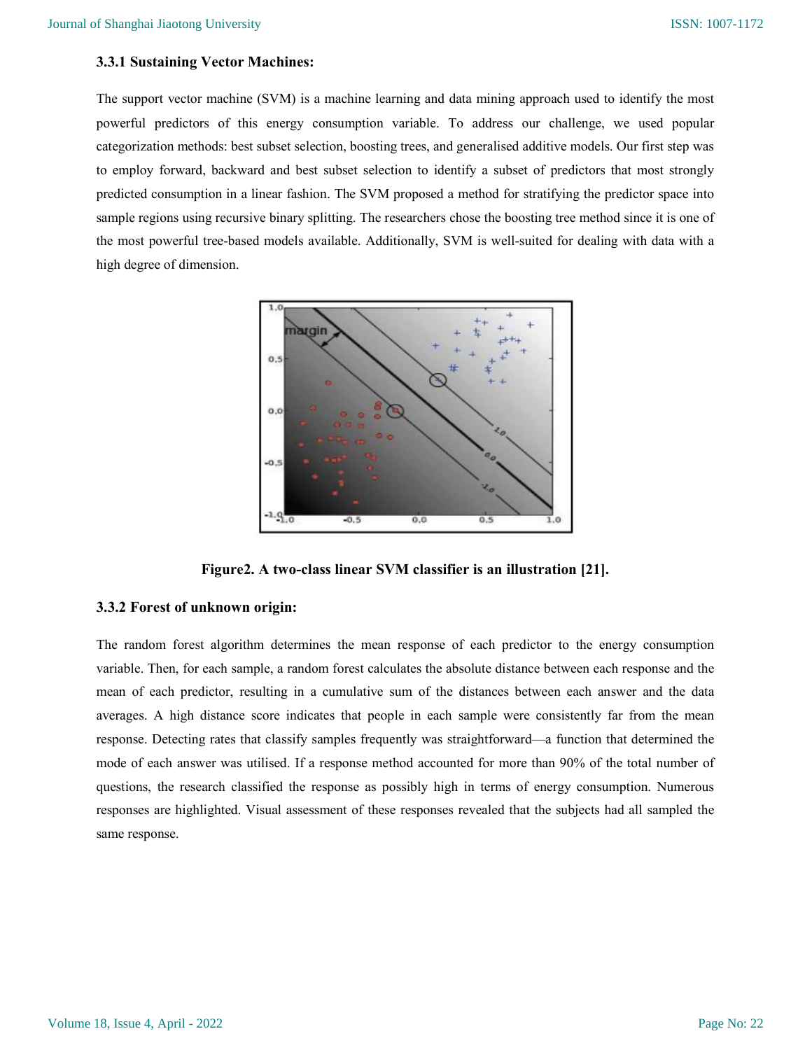### 3.3.1 Sustaining Vector Machines:

The support vector machine (SVM) is a machine learning and data mining approach used to identify the most powerful predictors of this energy consumption variable. To address our challenge, we used popular categorization methods: best subset selection, boosting trees, and generalised additive models. Our first step was to employ forward, backward and best subset selection to identify a subset of predictors that most strongly predicted consumption in a linear fashion. The SVM proposed a method for stratifying the predictor space into sample regions using recursive binary splitting. The researchers chose the boosting tree method since it is one of the most powerful tree-based models available. Additionally, SVM is well-suited for dealing with data with a high degree of dimension.

**Figure2. A two-class linear SVM classifier is an illustration [21].**

### 3.3.2 Forest of unknown origin:

The random forest algorithm determines the mean response of each predictor to the energy consumption variable. Then, for each sample, a random forest calculates the absolute distance between each response and the mean of each predictor, resulting in a cumulative sum of the distances between each answer and the data averages. A high distance score indicates that people in each sample were consistently far from the mean response. Detecting rates that classify samples frequently was straightforward—a function that determined the mode of each answer was utilised. If a response method accounted for more than 90% of the total number of questions, the research classified the response as possibly high in terms of energy consumption. Numerous responses are highlighted. Visual assessment of these responses revealed that the subjects had all sampled the same response.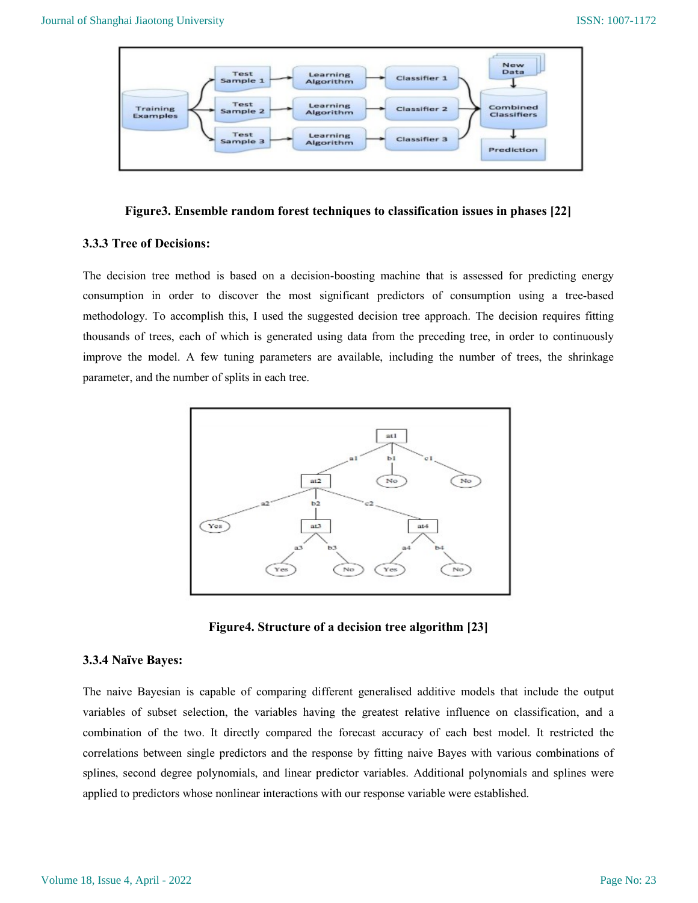**Figure3. Ensemble random forest techniques to classification issues in phases [22]**

### 3.3.3 Tree of Decisions:

The decision tree method is based on a decision-boosting machine that is assessed for predicting energy consumption in order to discover the most significant predictors of consumption using a tree-based methodology. To accomplish this, I used the suggested decision tree approach. The decision requires fitting thousands of trees, each of which is generated using data from the preceding tree, in order to continuously improve the model. A few tuning parameters are available, including the number of trees, the shrinkage parameter, and the number of splits in each tree.

**Figure4. Structure of a decision tree algorithm [23]**

### 3.3.4 Naïve Bayes:

The naive Bayesian is capable of comparing different generalised additive models that include the output variables of subset selection, the variables having the greatest relative influence on classification, and a combination of the two. It directly compared the forecast accuracy of each best model. It restricted the correlations between single predictors and the response by fitting naive Bayes with various combinations of splines, second degree polynomials, and linear predictor variables. Additional polynomials and splines were applied to predictors whose nonlinear interactions with our response variable were established.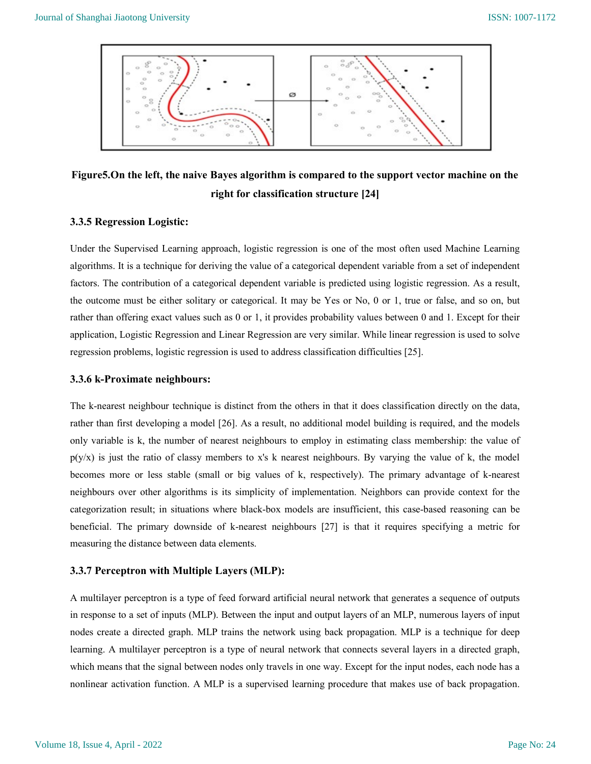**Figure5.On the left, the naive Bayes algorithm is compared to the support vector machine on the right for classification structure [24]**

### 3.3.5 Regression Logistic:

Under the Supervised Learning approach, logistic regression is one of the most often used Machine Learning algorithms. It is a technique for deriving the value of a categorical dependent variable from a set of independent factors. The contribution of a categorical dependent variable is predicted using logistic regression. As a result, the outcome must be either solitary or categorical. It may be Yes or No, 0 or 1, true or false, and so on, but rather than offering exact values such as 0 or 1, it provides probability values between 0 and 1. Except for their application, Logistic Regression and Linear Regression are very similar. While linear regression is used to solve regression problems, logistic regression is used to address classification difficulties [25].

### 3.3.6 k-Proximate neighbours:

The k-nearest neighbour technique is distinct from the others in that it does classification directly on the data, rather than first developing a model [26]. As a result, no additional model building is required, and the models only variable is k, the number of nearest neighbours to employ in estimating class membership: the value of p(y/x) is just the ratio of classy members to x's k nearest neighbours. By varying the value of k, the model becomes more or less stable (small or big values of k, respectively). The primary advantage of k-nearest neighbours over other algorithms is its simplicity of implementation. Neighbors can provide context for the categorization result; in situations where black-box models are insufficient, this case-based reasoning can be beneficial. The primary downside of k-nearest neighbours [27] is that it requires specifying a metric for measuring the distance between data elements.

### 3.3.7 Perceptron with Multiple Layers (MLP):

A multilayer perceptron is a type of feed forward artificial neural network that generates a sequence of outputs in response to a set of inputs (MLP). Between the input and output layers of an MLP, numerous layers of input nodes create a directed graph. MLP trains the network using back propagation. MLP is a technique for deep learning. A multilayer perceptron is a type of neural network that connects several layers in a directed graph, which means that the signal between nodes only travels in one way. Except for the input nodes, each node has a nonlinear activation function. A MLP is a supervised learning procedure that makes use of back propagation.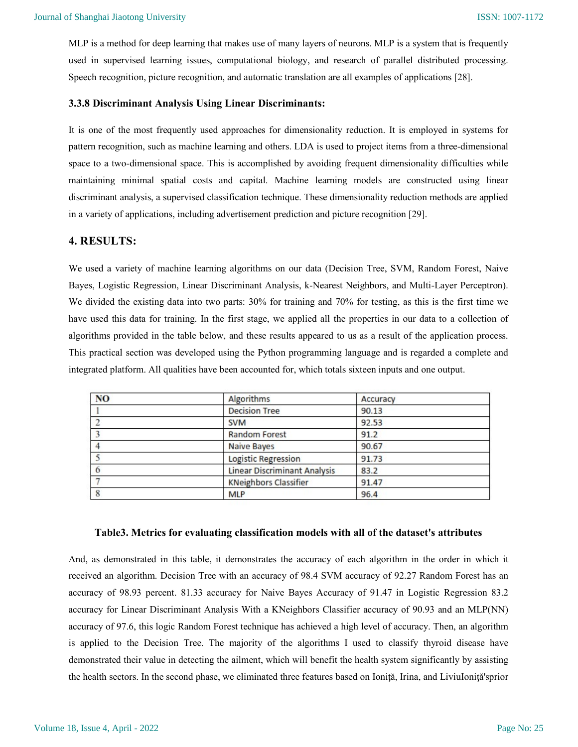MLP is a method for deep learning that makes use of many layers of neurons. MLP is a system that is frequently used in supervised learning issues, computational biology, and research of parallel distributed processing. Speech recognition, picture recognition, and automatic translation are all examples of applications [28].

### 3.3.8 Discriminant Analysis Using Linear Discriminants:

It is one of the most frequently used approaches for dimensionality reduction. It is employed in systems for pattern recognition, such as machine learning and others. LDA is used to project items from a three-dimensional space to a two-dimensional space. This is accomplished by avoiding frequent dimensionality difficulties while maintaining minimal spatial costs and capital. Machine learning models are constructed using linear discriminant analysis, a supervised classification technique. These dimensionality reduction methods are applied in a variety of applications, including advertisement prediction and picture recognition [29].

## 4. RESULTS:

We used a variety of machine learning algorithms on our data (Decision Tree, SVM, Random Forest, Naive Bayes, Logistic Regression, Linear Discriminant Analysis, k-Nearest Neighbors, and Multi-Layer Perceptron). We divided the existing data into two parts: 30% for training and 70% for testing, as this is the first time we have used this data for training. In the first stage, we applied all the properties in our data to a collection of algorithms provided in the table below, and these results appeared to us as a result of the application process. This practical section was developed using the Python programming language and is regarded a complete and integrated platform. All qualities have been accounted for, which totals sixteen inputs and one output.

| NO | Algorithms | Accuracy |
|---|---|---|
| 1 | Decision Tree | 90.13 |
| 2 | SVM | 92.53 |
| 3 | Random Forest | 91.2 |
| 4 | Naive Bayes | 90.67 |
| 5 | Logistic Regression | 91.73 |
| 6 | Linear Discriminant Analysis | 83.2 |
| 7 | KNeighbors Classifier | 91.47 |
| 8 | MLP | 96.4 |

**Table3. Metrics for evaluating classification models with all of the dataset's attributes**

And, as demonstrated in this table, it demonstrates the accuracy of each algorithm in the order in which it received an algorithm. Decision Tree with an accuracy of 98.4 SVM accuracy of 92.27 Random Forest has an accuracy of 98.93 percent. 81.33 accuracy for Naive Bayes Accuracy of 91.47 in Logistic Regression 83.2 accuracy for Linear Discriminant Analysis With a KNeighbors Classifier accuracy of 90.93 and an MLP(NN) accuracy of 97.6, this logic Random Forest technique has achieved a high level of accuracy. Then, an algorithm is applied to the Decision Tree. The majority of the algorithms I used to classify thyroid disease have demonstrated their value in detecting the ailment, which will benefit the health system significantly by assisting the health sectors. In the second phase, we eliminated three features based on Ioniţă, Irina, and LiviuIoniţă'sprior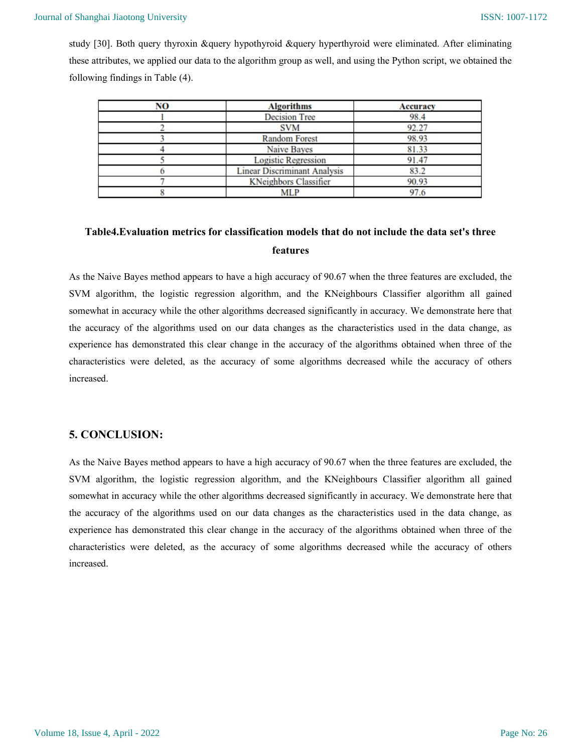study [30]. Both query thyroxin &query hypothyroid &query hyperthyroid were eliminated. After eliminating these attributes, we applied our data to the algorithm group as well, and using the Python script, we obtained the following findings in Table (4).

| NO | Algorithms | Accuracy |
|---|---|---|
| 1 | Decision Tree | 98.4 |
| 2 | SVM | 92.27 |
| 3 | Random Forest | 98.93 |
| 4 | Naive Bayes | 81.33 |
| 5 | Logistic Regression | 91.47 |
| 6 | Linear Discriminant Analysis | 83.2 |
| 7 | KNeighbors Classifier | 90.93 |
| 8 | MLP | 97.6 |

**Table4.Evaluation metrics for classification models that do not include the data set's three features**

As the Naive Bayes method appears to have a high accuracy of 90.67 when the three features are excluded, the SVM algorithm, the logistic regression algorithm, and the KNeighbours Classifier algorithm all gained somewhat in accuracy while the other algorithms decreased significantly in accuracy. We demonstrate here that the accuracy of the algorithms used on our data changes as the characteristics used in the data change, as experience has demonstrated this clear change in the accuracy of the algorithms obtained when three of the characteristics were deleted, as the accuracy of some algorithms decreased while the accuracy of others increased.

## 5. CONCLUSION:

As the Naive Bayes method appears to have a high accuracy of 90.67 when the three features are excluded, the SVM algorithm, the logistic regression algorithm, and the KNeighbours Classifier algorithm all gained somewhat in accuracy while the other algorithms decreased significantly in accuracy. We demonstrate here that the accuracy of the algorithms used on our data changes as the characteristics used in the data change, as experience has demonstrated this clear change in the accuracy of the algorithms obtained when three of the characteristics were deleted, as the accuracy of some algorithms decreased while the accuracy of others increased.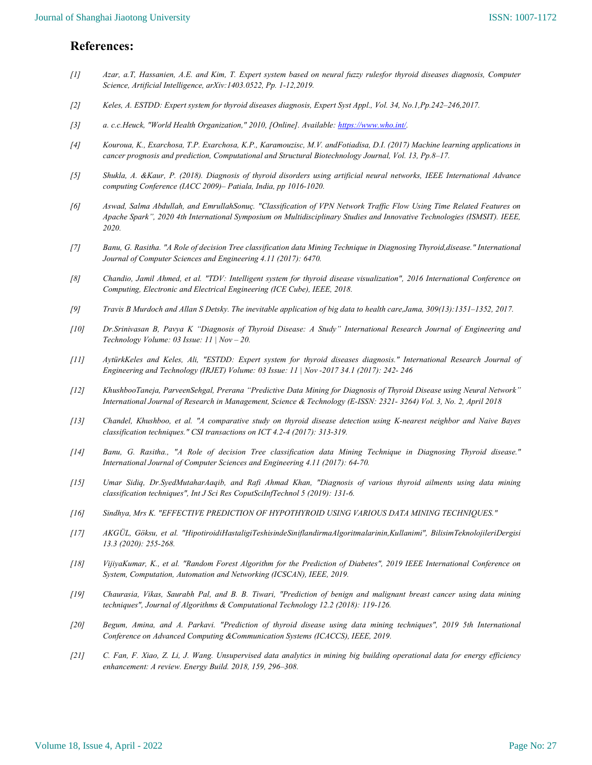## References:

*[1] Azar, a.T, Hassanien, A.E. and Kim, T. Expert system based on neural fuzzy rulesfor thyroid diseases diagnosis, Computer Science, Artificial Intelligence, arXiv:1403.0522, Pp. 1-12,2019.*

*[2] Keles, A. ESTDD: Expert system for thyroid diseases diagnosis, Expert Syst Appl., Vol. 34, No.1,Pp.242–246,2017.*

*[3] a. c.c.Heuck, "World Health Organization," 2010, [Online]. Available: [https://www.who.int/](https://www.who.int/).*

*[4] Kouroua, K., Exarchosa, T.P. Exarchosa, K.P., Karamouzisc, M.V. andFotiadisa, D.I. (2017) Machine learning applications in cancer prognosis and prediction, Computational and Structural Biotechnology Journal, Vol. 13, Pp.8–17.*

*[5] Shukla, A. &Kaur, P. (2018). Diagnosis of thyroid disorders using artificial neural networks, IEEE International Advance computing Conference (IACC 2009)– Patiala, India, pp 1016-1020.*

*[6] Aswad, Salma Abdullah, and EmrullahSonuç. "Classification of VPN Network Traffic Flow Using Time Related Features on Apache Spark", 2020 4th International Symposium on Multidisciplinary Studies and Innovative Technologies (ISMSIT). IEEE, 2020.*

*[7] Banu, G. Rasitha. "A Role of decision Tree classification data Mining Technique in Diagnosing Thyroid,disease." International Journal of Computer Sciences and Engineering 4.11 (2017): 6470.*

*[8] Chandio, Jamil Ahmed, et al. "TDV: Intelligent system for thyroid disease visualization", 2016 International Conference on Computing, Electronic and Electrical Engineering (ICE Cube), IEEE, 2018.*

*[9] Travis B Murdoch and Allan S Detsky. The inevitable application of big data to health care,Jama, 309(13):1351–1352, 2017.*

*[10] Dr.Srinivasan B, Pavya K "Diagnosis of Thyroid Disease: A Study" International Research Journal of Engineering and Technology Volume: 03 Issue: 11 | Nov – 20.*

*[11] AytürkKeles and Keles, Ali, "ESTDD: Expert system for thyroid diseases diagnosis." International Research Journal of Engineering and Technology (IRJET) Volume: 03 Issue: 11 | Nov -2017 34.1 (2017): 242- 246*

*[12] KhushbooTaneja, ParveenSehgal, Prerana "Predictive Data Mining for Diagnosis of Thyroid Disease using Neural Network" International Journal of Research in Management, Science & Technology (E-ISSN: 2321- 3264) Vol. 3, No. 2, April 2018*

*[13] Chandel, Khushboo, et al. "A comparative study on thyroid disease detection using K-nearest neighbor and Naive Bayes classification techniques." CSI transactions on ICT 4.2-4 (2017): 313-319.*

*[14] Banu, G. Rasitha., "A Role of decision Tree classification data Mining Technique in Diagnosing Thyroid disease." International Journal of Computer Sciences and Engineering 4.11 (2017): 64-70.*

*[15] Umar Sidiq, Dr.SyedMutaharAaqib, and Rafi Ahmad Khan, "Diagnosis of various thyroid ailments using data mining classification techniques", Int J Sci Res CoputSciInfTechnol 5 (2019): 131-6.*

*[16] Sindhya, Mrs K. "EFFECTIVE PREDICTION OF HYPOTHYROID USING VARIOUS DATA MINING TECHNIQUES."*

*[17] AKGÜL, Göksu, et al. "HipotiroidiHastaligiTeshisindeSiniflandirmaAlgoritmalarinin,Kullanimi", BilisimTeknolojileriDergisi 13.3 (2020): 255-268.*

*[18] VijiyaKumar, K., et al. "Random Forest Algorithm for the Prediction of Diabetes", 2019 IEEE International Conference on System, Computation, Automation and Networking (ICSCAN), IEEE, 2019.*

*[19] Chaurasia, Vikas, Saurabh Pal, and B. B. Tiwari, "Prediction of benign and malignant breast cancer using data mining techniques", Journal of Algorithms & Computational Technology 12.2 (2018): 119-126.*

*[20] Begum, Amina, and A. Parkavi. "Prediction of thyroid disease using data mining techniques", 2019 5th International Conference on Advanced Computing &Communication Systems (ICACCS), IEEE, 2019.*

*[21] C. Fan, F. Xiao, Z. Li, J. Wang. Unsupervised data analytics in mining big building operational data for energy efficiency enhancement: A review. Energy Build. 2018, 159, 296–308.*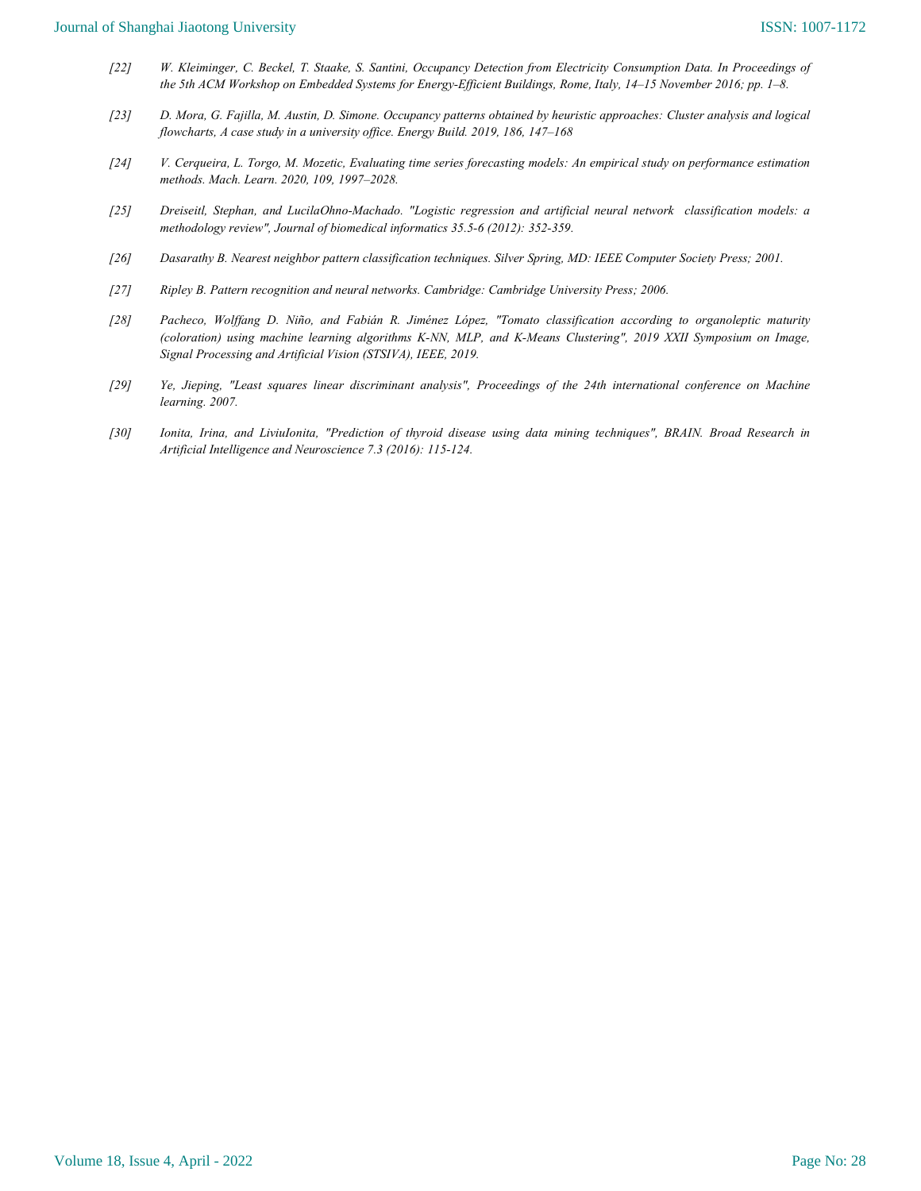[22] *W. Kleiminger, C. Beckel, T. Staake, S. Santini, Occupancy Detection from Electricity Consumption Data. In Proceedings of the 5th ACM Workshop on Embedded Systems for Energy-Efficient Buildings, Rome, Italy, 14–15 November 2016; pp. 1–8.*

[23] *D. Mora, G. Fajilla, M. Austin, D. Simone. Occupancy patterns obtained by heuristic approaches: Cluster analysis and logical flowcharts, A case study in a university office. Energy Build. 2019, 186, 147–168*

[24] *V. Cerqueira, L. Torgo, M. Mozetic, Evaluating time series forecasting models: An empirical study on performance estimation methods. Mach. Learn. 2020, 109, 1997–2028.*

[25] *Dreiseitl, Stephan, and LucilaOhno-Machado. "Logistic regression and artificial neural network classification models: a methodology review", Journal of biomedical informatics 35.5-6 (2012): 352-359.*

[26] *Dasarathy B. Nearest neighbor pattern classification techniques. Silver Spring, MD: IEEE Computer Society Press; 2001.*

[27] *Ripley B. Pattern recognition and neural networks. Cambridge: Cambridge University Press; 2006.*

[28] *Pacheco, Wolffang D. Niño, and Fabián R. Jiménez López, "Tomato classification according to organoleptic maturity (coloration) using machine learning algorithms K-NN, MLP, and K-Means Clustering", 2019 XXII Symposium on Image, Signal Processing and Artificial Vision (STSIVA), IEEE, 2019.*

[29] *Ye, Jieping, "Least squares linear discriminant analysis", Proceedings of the 24th international conference on Machine learning. 2007.*

[30] *Ionita, Irina, and LiviuIonita, "Prediction of thyroid disease using data mining techniques", BRAIN. Broad Research in Artificial Intelligence and Neuroscience 7.3 (2016): 115-124.*